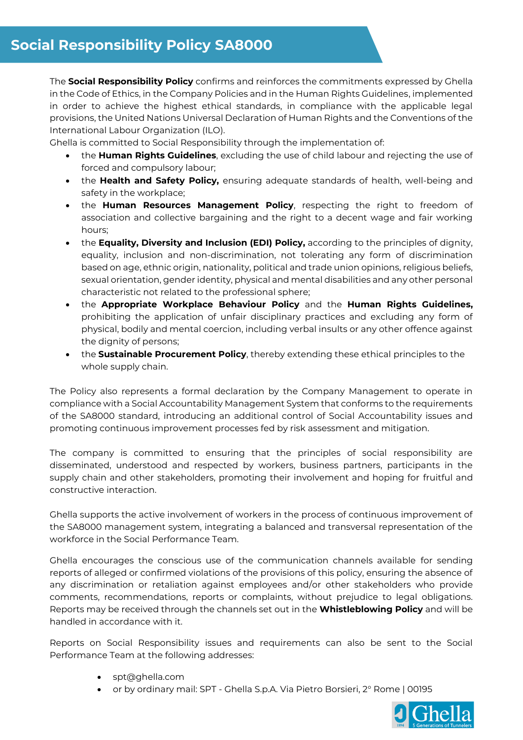# Social Responsibility Policy SA8000

The **Social Responsibility Policy** confirms and reinforces the commitments expressed by Ghella in the Code of Ethics, in the Company Policies and in the Human Rights Guidelines, implemented in order to achieve the highest ethical standards, in compliance with the applicable legal provisions, the United Nations Universal Declaration of Human Rights and the Conventions of the International Labour Organization (ILO).

Ghella is committed to Social Responsibility through the implementation of:

- the **Human Rights Guidelines**, excluding the use of child labour and rejecting the use of forced and compulsory labour;
- the **Health and Safety Policy,** ensuring adequate standards of health, well-being and safety in the workplace;
- the **Human Resources Management Policy**, respecting the right to freedom of association and collective bargaining and the right to a decent wage and fair working hours;
- the **Equality, Diversity and Inclusion (EDI) Policy,** according to the principles of dignity, equality, inclusion and non-discrimination, not tolerating any form of discrimination based on age, ethnic origin, nationality, political and trade union opinions, religious beliefs, sexual orientation, gender identity, physical and mental disabilities and any other personal characteristic not related to the professional sphere;
- the **Appropriate Workplace Behaviour Policy** and the **Human Rights Guidelines,** prohibiting the application of unfair disciplinary practices and excluding any form of physical, bodily and mental coercion, including verbal insults or any other offence against the dignity of persons;
- the **Sustainable Procurement Policy**, thereby extending these ethical principles to the whole supply chain.

The Policy also represents a formal declaration by the Company Management to operate in compliance with a Social Accountability Management System that conforms to the requirements of the SA8000 standard, introducing an additional control of Social Accountability issues and promoting continuous improvement processes fed by risk assessment and mitigation.

The company is committed to ensuring that the principles of social responsibility are disseminated, understood and respected by workers, business partners, participants in the supply chain and other stakeholders, promoting their involvement and hoping for fruitful and constructive interaction.

Ghella supports the active involvement of workers in the process of continuous improvement of the SA8000 management system, integrating a balanced and transversal representation of the workforce in the Social Performance Team.

Ghella encourages the conscious use of the communication channels available for sending reports of alleged or confirmed violations of the provisions of this policy, ensuring the absence of any discrimination or retaliation against employees and/or other stakeholders who provide comments, recommendations, reports or complaints, without prejudice to legal obligations. Reports may be received through the channels set out in the **Whistleblowing Policy** and will be handled in accordance with it.

Reports on Social Responsibility issues and requirements can also be sent to the Social Performance Team at the following addresses:

- spt@ghella.com
- or by ordinary mail: SPT - Ghella S.p.A. Via Pietro Borsieri, 2° Rome | 00195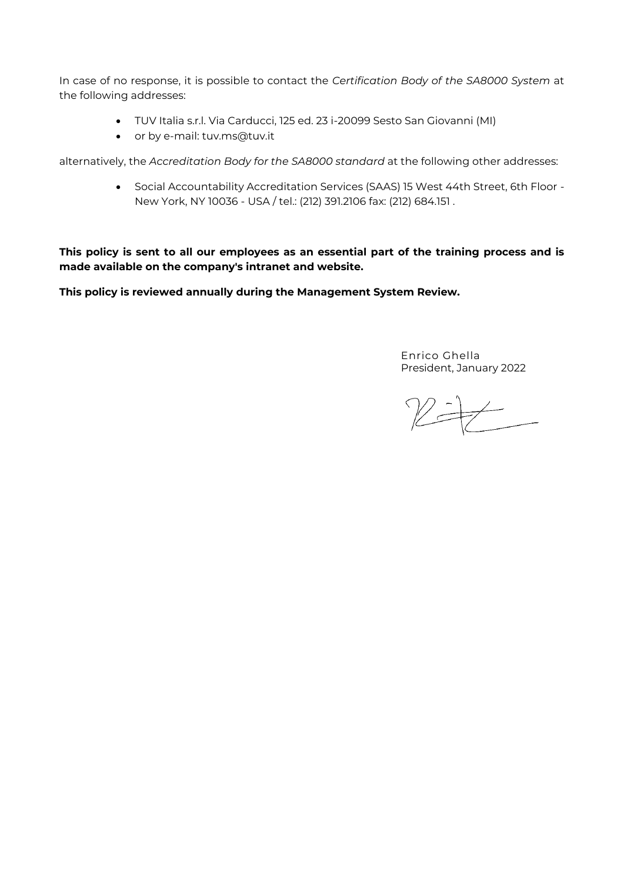In case of no response, it is possible to contact the *Certification Body of the SA8000 System* at the following addresses:

- TUV Italia s.r.l. Via Carducci, 125 ed. 23 i-20099 Sesto San Giovanni (MI)
- or by e-mail: tuv.ms@tuv.it

alternatively, the *Accreditation Body for the SA8000 standard* at the following other addresses:

- Social Accountability Accreditation Services (SAAS) 15 West 44th Street, 6th Floor - New York, NY 10036 - USA / tel.: (212) 391.2106 fax: (212) 684.151 .

**This policy is sent to all our employees as an essential part of the training process and is made available on the company's intranet and website.**

**This policy is reviewed annually during the Management System Review.**

Enrico Ghella
President, January 2022